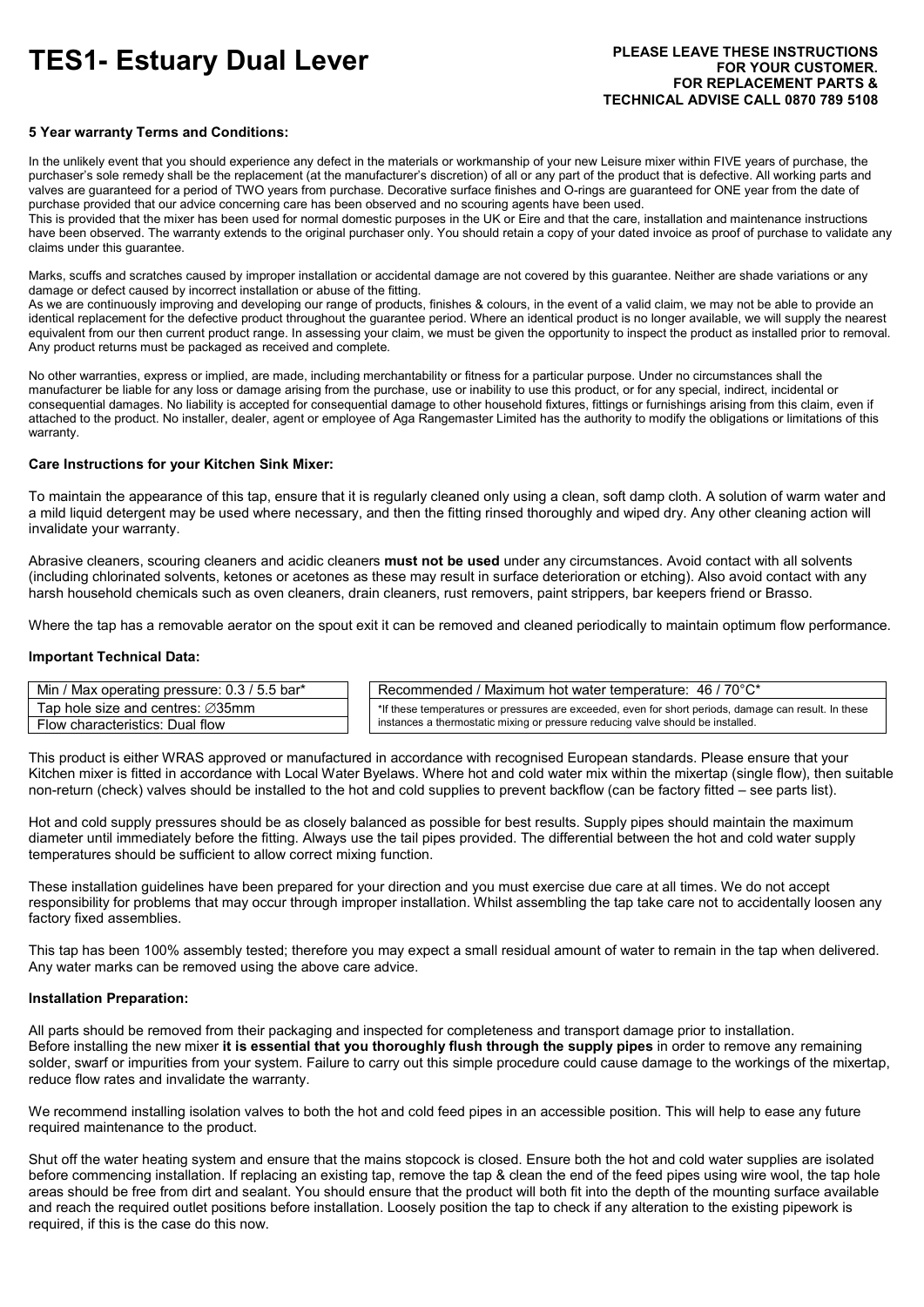# TES1- Estuary Dual Lever

**PLEASE LEAVE THESE INSTRUCTIONS FOR YOUR CUSTOMER. FOR REPLACEMENT PARTS & TECHNICAL ADVISE CALL 0870 789 5108**

**5 Year warranty Terms and Conditions:**

In the unlikely event that you should experience any defect in the materials or workmanship of your new Leisure mixer within FIVE years of purchase, the purchaser's sole remedy shall be the replacement (at the manufacturer's discretion) of all or any part of the product that is defective. All working parts and valves are guaranteed for a period of TWO years from purchase. Decorative surface finishes and O-rings are guaranteed for ONE year from the date of purchase provided that our advice concerning care has been observed and no scouring agents have been used.
This is provided that the mixer has been used for normal domestic purposes in the UK or Eire and that the care, installation and maintenance instructions have been observed. The warranty extends to the original purchaser only. You should retain a copy of your dated invoice as proof of purchase to validate any claims under this guarantee.

Marks, scuffs and scratches caused by improper installation or accidental damage are not covered by this guarantee. Neither are shade variations or any damage or defect caused by incorrect installation or abuse of the fitting.
As we are continuously improving and developing our range of products, finishes & colours, in the event of a valid claim, we may not be able to provide an identical replacement for the defective product throughout the guarantee period. Where an identical product is no longer available, we will supply the nearest equivalent from our then current product range. In assessing your claim, we must be given the opportunity to inspect the product as installed prior to removal. Any product returns must be packaged as received and complete.

No other warranties, express or implied, are made, including merchantability or fitness for a particular purpose. Under no circumstances shall the manufacturer be liable for any loss or damage arising from the purchase, use or inability to use this product, or for any special, indirect, incidental or consequential damages. No liability is accepted for consequential damage to other household fixtures, fittings or furnishings arising from this claim, even if attached to the product. No installer, dealer, agent or employee of Aga Rangemaster Limited has the authority to modify the obligations or limitations of this warranty.

**Care Instructions for your Kitchen Sink Mixer:**

To maintain the appearance of this tap, ensure that it is regularly cleaned only using a clean, soft damp cloth. A solution of warm water and a mild liquid detergent may be used where necessary, and then the fitting rinsed thoroughly and wiped dry. Any other cleaning action will invalidate your warranty.

Abrasive cleaners, scouring cleaners and acidic cleaners **must not be used** under any circumstances. Avoid contact with all solvents (including chlorinated solvents, ketones or acetones as these may result in surface deterioration or etching). Also avoid contact with any harsh household chemicals such as oven cleaners, drain cleaners, rust removers, paint strippers, bar keepers friend or Brasso.

Where the tap has a removable aerator on the spout exit it can be removed and cleaned periodically to maintain optimum flow performance.

**Important Technical Data:**

| Min / Max operating pressure: 0.3 / 5.5 bar* |
|---|
| Tap hole size and centres: ∅35mm |
| Flow characteristics: Dual flow |

| Recommended / Maximum hot water temperature: 46 / 70°C* |
|---|
| *If these temperatures or pressures are exceeded, even for short periods, damage can result. In these instances a thermostatic mixing or pressure reducing valve should be installed. |

This product is either WRAS approved or manufactured in accordance with recognised European standards. Please ensure that your Kitchen mixer is fitted in accordance with Local Water Byelaws. Where hot and cold water mix within the mixertap (single flow), then suitable non-return (check) valves should be installed to the hot and cold supplies to prevent backflow (can be factory fitted – see parts list).

Hot and cold supply pressures should be as closely balanced as possible for best results. Supply pipes should maintain the maximum diameter until immediately before the fitting. Always use the tail pipes provided. The differential between the hot and cold water supply temperatures should be sufficient to allow correct mixing function.

These installation guidelines have been prepared for your direction and you must exercise due care at all times. We do not accept responsibility for problems that may occur through improper installation. Whilst assembling the tap take care not to accidentally loosen any factory fixed assemblies.

This tap has been 100% assembly tested; therefore you may expect a small residual amount of water to remain in the tap when delivered. Any water marks can be removed using the above care advice.

**Installation Preparation:**

All parts should be removed from their packaging and inspected for completeness and transport damage prior to installation.
Before installing the new mixer **it is essential that you thoroughly flush through the supply pipes** in order to remove any remaining solder, swarf or impurities from your system. Failure to carry out this simple procedure could cause damage to the workings of the mixertap, reduce flow rates and invalidate the warranty.

We recommend installing isolation valves to both the hot and cold feed pipes in an accessible position. This will help to ease any future required maintenance to the product.

Shut off the water heating system and ensure that the mains stopcock is closed. Ensure both the hot and cold water supplies are isolated before commencing installation. If replacing an existing tap, remove the tap & clean the end of the feed pipes using wire wool, the tap hole areas should be free from dirt and sealant. You should ensure that the product will both fit into the depth of the mounting surface available and reach the required outlet positions before installation. Loosely position the tap to check if any alteration to the existing pipework is required, if this is the case do this now.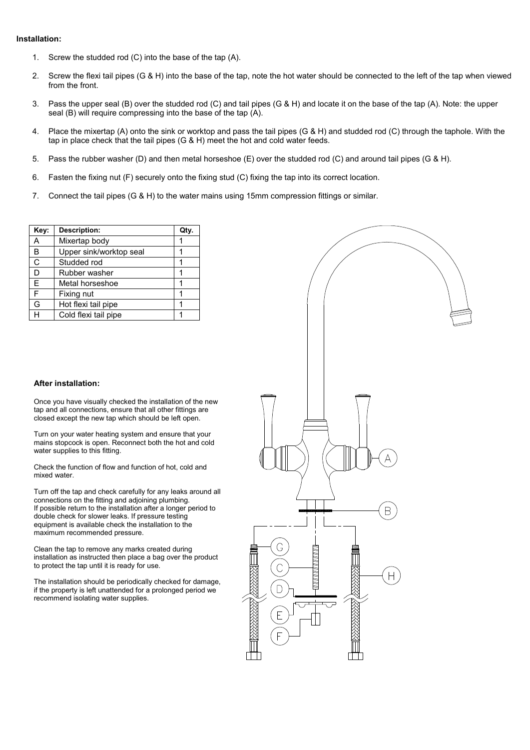**Installation:**

1. Screw the studded rod (C) into the base of the tap (A).
2. Screw the flexi tail pipes (G & H) into the base of the tap, note the hot water should be connected to the left of the tap when viewed from the front.
3. Pass the upper seal (B) over the studded rod (C) and tail pipes (G & H) and locate it on the base of the tap (A). Note: the upper seal (B) will require compressing into the base of the tap (A).
4. Place the mixertap (A) onto the sink or worktop and pass the tail pipes (G & H) and studded rod (C) through the taphole. With the tap in place check that the tail pipes (G & H) meet the hot and cold water feeds.
5. Pass the rubber washer (D) and then metal horseshoe (E) over the studded rod (C) and around tail pipes (G & H).
6. Fasten the fixing nut (F) securely onto the fixing stud (C) fixing the tap into its correct location.
7. Connect the tail pipes (G & H) to the water mains using 15mm compression fittings or similar.

| Key: | Description: | Qty. |
| --- | --- | --- |
| A | Mixertap body | 1 |
| B | Upper sink/worktop seal | 1 |
| C | Studded rod | 1 |
| D | Rubber washer | 1 |
| E | Metal horseshoe | 1 |
| F | Fixing nut | 1 |
| G | Hot flexi tail pipe | 1 |
| H | Cold flexi tail pipe | 1 |

**After installation:**

Once you have visually checked the installation of the new tap and all connections, ensure that all other fittings are closed except the new tap which should be left open.

Turn on your water heating system and ensure that your mains stopcock is open. Reconnect both the hot and cold water supplies to this fitting.

Check the function of flow and function of hot, cold and mixed water.

Turn off the tap and check carefully for any leaks around all connections on the fitting and adjoining plumbing. If possible return to the installation after a longer period to double check for slower leaks. If pressure testing equipment is available check the installation to the maximum recommended pressure.

Clean the tap to remove any marks created during installation as instructed then place a bag over the product to protect the tap until it is ready for use.

The installation should be periodically checked for damage, if the property is left unattended for a prolonged period we recommend isolating water supplies.

A

B

G

C

H

D

E

F